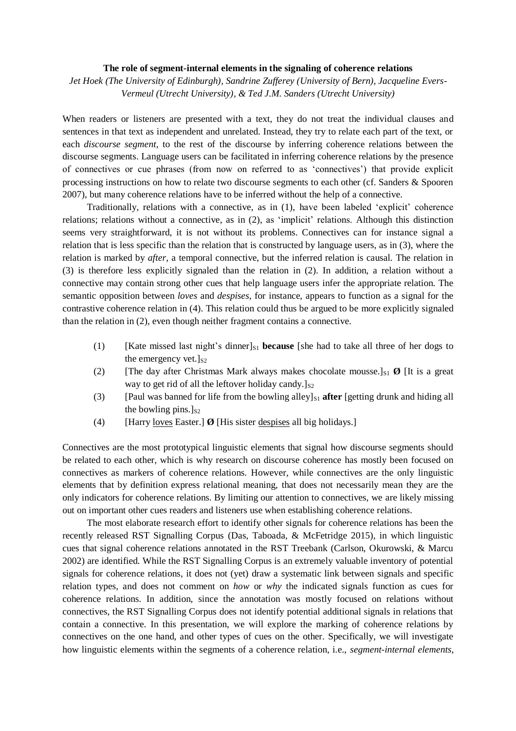**The role of segment-internal elements in the signaling of coherence relations**

*Jet Hoek (The University of Edinburgh), Sandrine Zufferey (University of Bern), Jacqueline Evers-Vermeul (Utrecht University), & Ted J.M. Sanders (Utrecht University)*

When readers or listeners are presented with a text, they do not treat the individual clauses and sentences in that text as independent and unrelated. Instead, they try to relate each part of the text, or each *discourse segment*, to the rest of the discourse by inferring coherence relations between the discourse segments. Language users can be facilitated in inferring coherence relations by the presence of connectives or cue phrases (from now on referred to as 'connectives') that provide explicit processing instructions on how to relate two discourse segments to each other (cf. Sanders & Spooren 2007), but many coherence relations have to be inferred without the help of a connective.

Traditionally, relations with a connective, as in (1), have been labeled 'explicit' coherence relations; relations without a connective, as in (2), as 'implicit' relations. Although this distinction seems very straightforward, it is not without its problems. Connectives can for instance signal a relation that is less specific than the relation that is constructed by language users, as in (3), where the relation is marked by *after*, a temporal connective, but the inferred relation is causal. The relation in (3) is therefore less explicitly signaled than the relation in (2). In addition, a relation without a connective may contain strong other cues that help language users infer the appropriate relation. The semantic opposition between *loves* and *despises*, for instance, appears to function as a signal for the contrastive coherence relation in (4). This relation could thus be argued to be more explicitly signaled than the relation in (2), even though neither fragment contains a connective.

(1) [Kate missed last night's dinner]$_{S1}$ **because** [she had to take all three of her dogs to the emergency vet.]$_{S2}$

(2) [The day after Christmas Mark always makes chocolate mousse.]$_{S1}$ **Ø** [It is a great way to get rid of all the leftover holiday candy.]$_{S2}$

(3) [Paul was banned for life from the bowling alley]$_{S1}$ **after** [getting drunk and hiding all the bowling pins.]$_{S2}$

(4) [Harry <u>loves</u> Easter.] **Ø** [His sister <u>despises</u> all big holidays.]

Connectives are the most prototypical linguistic elements that signal how discourse segments should be related to each other, which is why research on discourse coherence has mostly been focused on connectives as markers of coherence relations. However, while connectives are the only linguistic elements that by definition express relational meaning, that does not necessarily mean they are the only indicators for coherence relations. By limiting our attention to connectives, we are likely missing out on important other cues readers and listeners use when establishing coherence relations.

The most elaborate research effort to identify other signals for coherence relations has been the recently released RST Signalling Corpus (Das, Taboada, & McFetridge 2015), in which linguistic cues that signal coherence relations annotated in the RST Treebank (Carlson, Okurowski, & Marcu 2002) are identified. While the RST Signalling Corpus is an extremely valuable inventory of potential signals for coherence relations, it does not (yet) draw a systematic link between signals and specific relation types, and does not comment on *how* or *why* the indicated signals function as cues for coherence relations. In addition, since the annotation was mostly focused on relations without connectives, the RST Signalling Corpus does not identify potential additional signals in relations that contain a connective. In this presentation, we will explore the marking of coherence relations by connectives on the one hand, and other types of cues on the other. Specifically, we will investigate how linguistic elements within the segments of a coherence relation, i.e., *segment-internal elements*,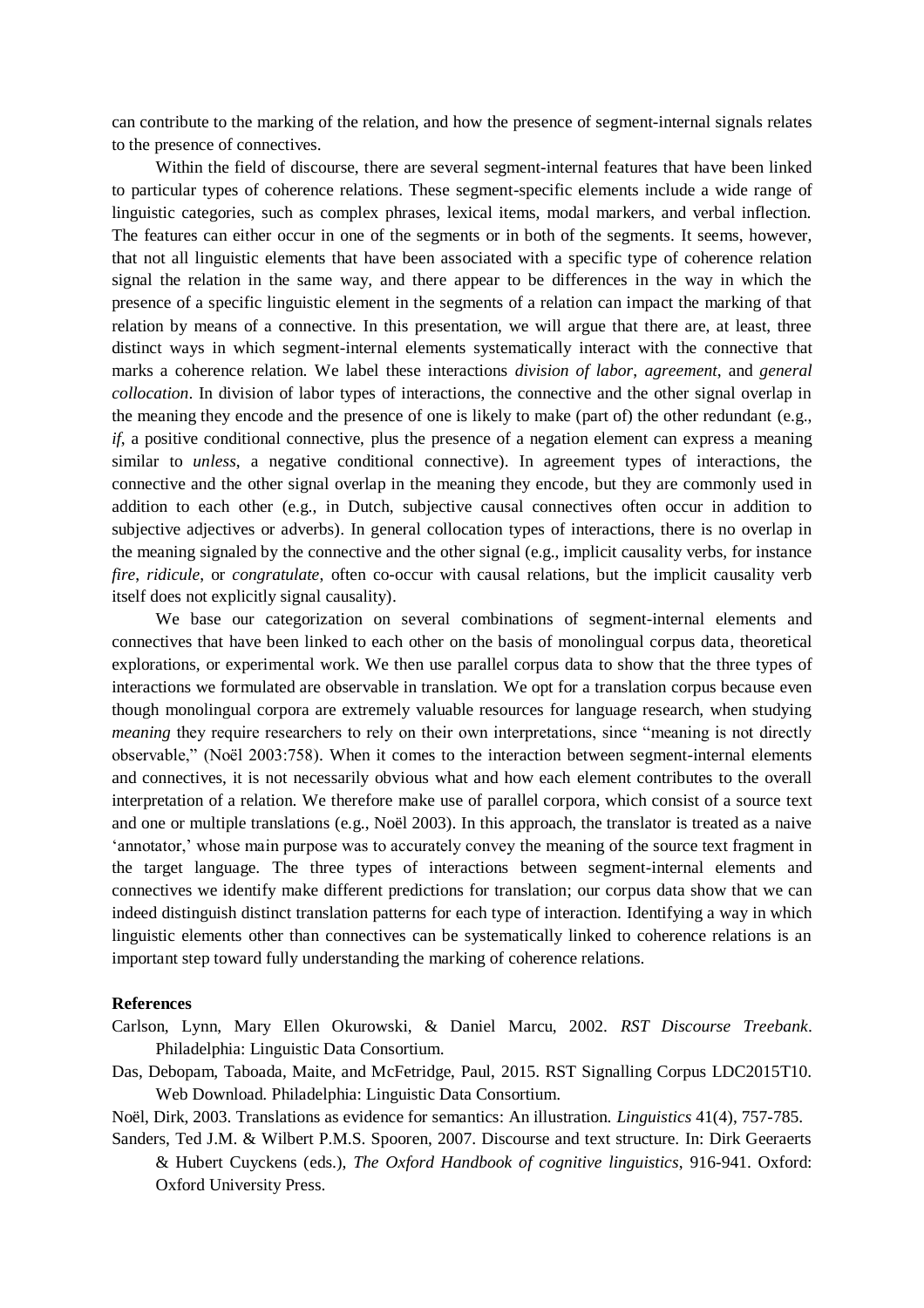can contribute to the marking of the relation, and how the presence of segment-internal signals relates to the presence of connectives.

Within the field of discourse, there are several segment-internal features that have been linked to particular types of coherence relations. These segment-specific elements include a wide range of linguistic categories, such as complex phrases, lexical items, modal markers, and verbal inflection. The features can either occur in one of the segments or in both of the segments. It seems, however, that not all linguistic elements that have been associated with a specific type of coherence relation signal the relation in the same way, and there appear to be differences in the way in which the presence of a specific linguistic element in the segments of a relation can impact the marking of that relation by means of a connective. In this presentation, we will argue that there are, at least, three distinct ways in which segment-internal elements systematically interact with the connective that marks a coherence relation. We label these interactions *division of labor*, *agreement*, and *general collocation*. In division of labor types of interactions, the connective and the other signal overlap in the meaning they encode and the presence of one is likely to make (part of) the other redundant (e.g., *if*, a positive conditional connective, plus the presence of a negation element can express a meaning similar to *unless*, a negative conditional connective). In agreement types of interactions, the connective and the other signal overlap in the meaning they encode, but they are commonly used in addition to each other (e.g., in Dutch, subjective causal connectives often occur in addition to subjective adjectives or adverbs). In general collocation types of interactions, there is no overlap in the meaning signaled by the connective and the other signal (e.g., implicit causality verbs, for instance *fire*, *ridicule*, or *congratulate*, often co-occur with causal relations, but the implicit causality verb itself does not explicitly signal causality).

We base our categorization on several combinations of segment-internal elements and connectives that have been linked to each other on the basis of monolingual corpus data, theoretical explorations, or experimental work. We then use parallel corpus data to show that the three types of interactions we formulated are observable in translation. We opt for a translation corpus because even though monolingual corpora are extremely valuable resources for language research, when studying *meaning* they require researchers to rely on their own interpretations, since "meaning is not directly observable," (Noël 2003:758). When it comes to the interaction between segment-internal elements and connectives, it is not necessarily obvious what and how each element contributes to the overall interpretation of a relation. We therefore make use of parallel corpora, which consist of a source text and one or multiple translations (e.g., Noël 2003). In this approach, the translator is treated as a naive 'annotator,' whose main purpose was to accurately convey the meaning of the source text fragment in the target language. The three types of interactions between segment-internal elements and connectives we identify make different predictions for translation; our corpus data show that we can indeed distinguish distinct translation patterns for each type of interaction. Identifying a way in which linguistic elements other than connectives can be systematically linked to coherence relations is an important step toward fully understanding the marking of coherence relations.

**References**

Carlson, Lynn, Mary Ellen Okurowski, & Daniel Marcu, 2002. *RST Discourse Treebank*. Philadelphia: Linguistic Data Consortium.

Das, Debopam, Taboada, Maite, and McFetridge, Paul, 2015. RST Signalling Corpus LDC2015T10. Web Download. Philadelphia: Linguistic Data Consortium.

Noël, Dirk, 2003. Translations as evidence for semantics: An illustration. *Linguistics* 41(4), 757-785.

Sanders, Ted J.M. & Wilbert P.M.S. Spooren, 2007. Discourse and text structure. In: Dirk Geeraerts & Hubert Cuyckens (eds.), *The Oxford Handbook of cognitive linguistics*, 916-941. Oxford: Oxford University Press.